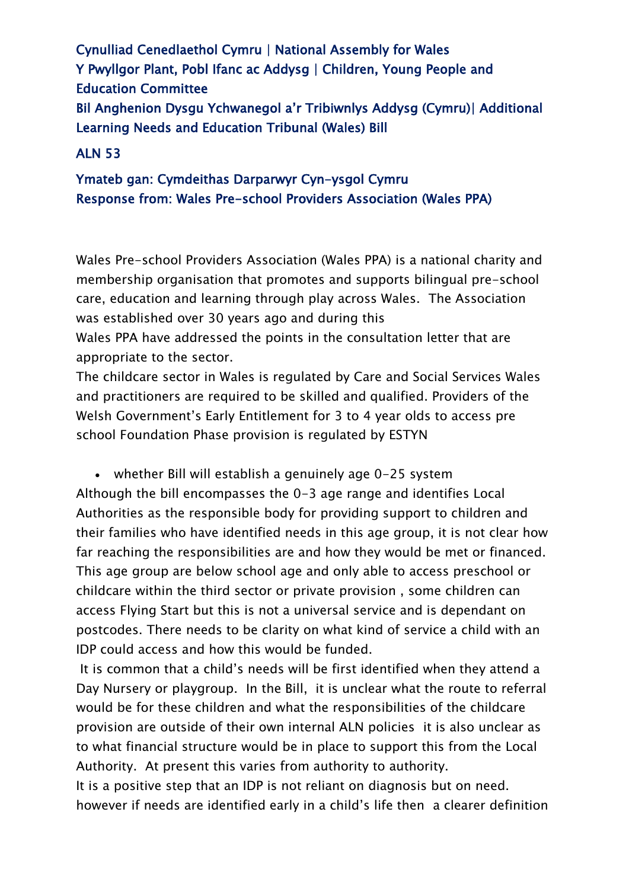Cynulliad Cenedlaethol Cymru | National Assembly for Wales
Y Pwyllgor Plant, Pobl Ifanc ac Addysg | Children, Young People and Education Committee
Bil Anghenion Dysgu Ychwanegol a'r Tribiwnlys Addysg (Cymru)| Additional Learning Needs and Education Tribunal (Wales) Bill

ALN 53

Ymateb gan: Cymdeithas Darparwyr Cyn-ysgol Cymru
Response from: Wales Pre-school Providers Association (Wales PPA)

Wales Pre-school Providers Association (Wales PPA) is a national charity and membership organisation that promotes and supports bilingual pre-school care, education and learning through play across Wales. The Association was established over 30 years ago and during this
Wales PPA have addressed the points in the consultation letter that are appropriate to the sector.
The childcare sector in Wales is regulated by Care and Social Services Wales and practitioners are required to be skilled and qualified. Providers of the Welsh Government's Early Entitlement for 3 to 4 year olds to access pre school Foundation Phase provision is regulated by ESTYN

- whether Bill will establish a genuinely age 0-25 system

Although the bill encompasses the 0-3 age range and identifies Local Authorities as the responsible body for providing support to children and their families who have identified needs in this age group, it is not clear how far reaching the responsibilities are and how they would be met or financed. This age group are below school age and only able to access preschool or childcare within the third sector or private provision , some children can access Flying Start but this is not a universal service and is dependant on postcodes. There needs to be clarity on what kind of service a child with an IDP could access and how this would be funded.
It is common that a child's needs will be first identified when they attend a Day Nursery or playgroup. In the Bill, it is unclear what the route to referral would be for these children and what the responsibilities of the childcare provision are outside of their own internal ALN policies it is also unclear as to what financial structure would be in place to support this from the Local Authority. At present this varies from authority to authority.
It is a positive step that an IDP is not reliant on diagnosis but on need. however if needs are identified early in a child's life then a clearer definition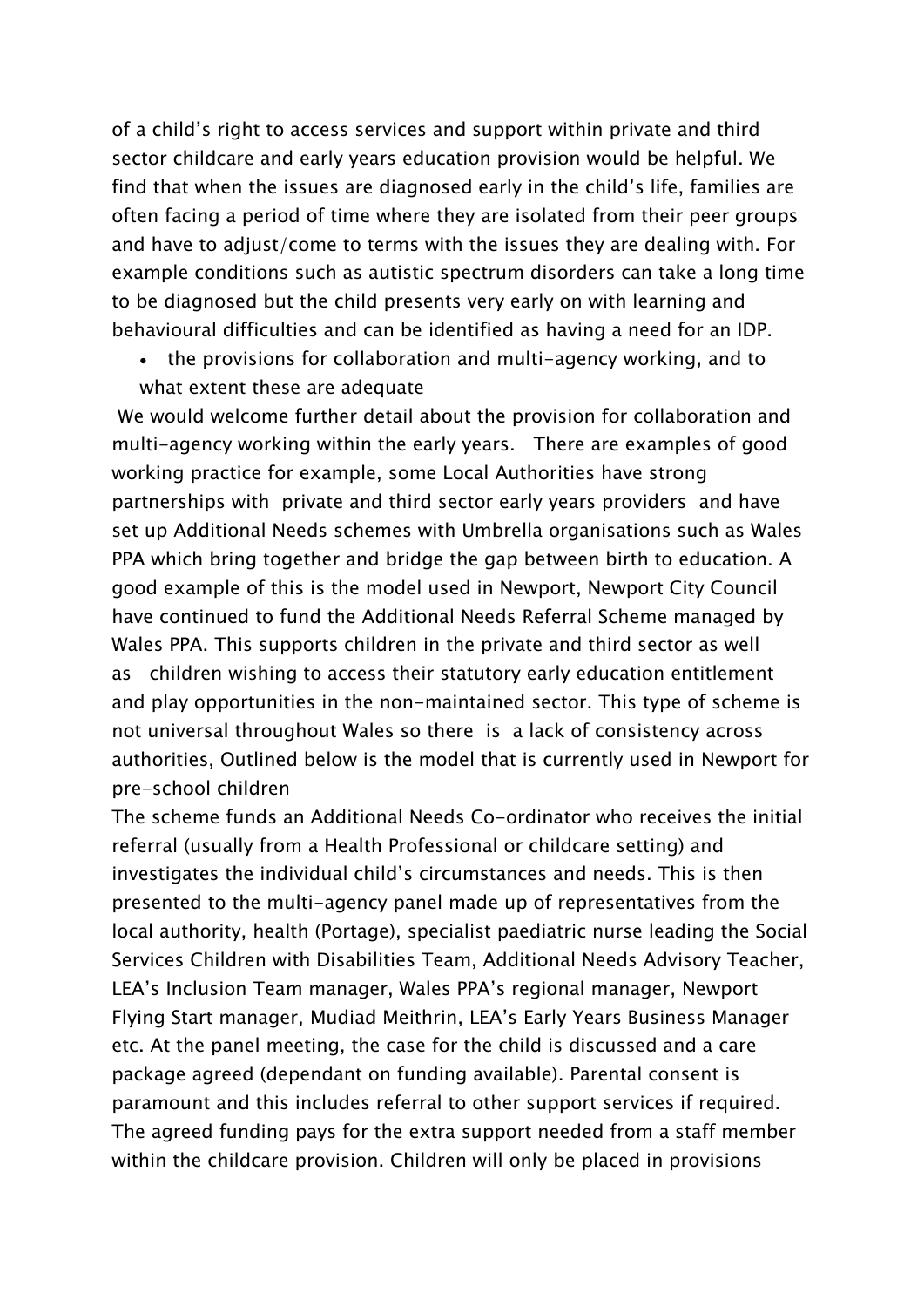of a child's right to access services and support within private and third sector childcare and early years education provision would be helpful. We find that when the issues are diagnosed early in the child's life, families are often facing a period of time where they are isolated from their peer groups and have to adjust/come to terms with the issues they are dealing with. For example conditions such as autistic spectrum disorders can take a long time to be diagnosed but the child presents very early on with learning and behavioural difficulties and can be identified as having a need for an IDP.

- the provisions for collaboration and multi-agency working, and to what extent these are adequate

We would welcome further detail about the provision for collaboration and multi-agency working within the early years. There are examples of good working practice for example, some Local Authorities have strong partnerships with private and third sector early years providers and have set up Additional Needs schemes with Umbrella organisations such as Wales PPA which bring together and bridge the gap between birth to education. A good example of this is the model used in Newport, Newport City Council have continued to fund the Additional Needs Referral Scheme managed by Wales PPA. This supports children in the private and third sector as well as children wishing to access their statutory early education entitlement and play opportunities in the non-maintained sector. This type of scheme is not universal throughout Wales so there is a lack of consistency across authorities, Outlined below is the model that is currently used in Newport for pre-school children

The scheme funds an Additional Needs Co-ordinator who receives the initial referral (usually from a Health Professional or childcare setting) and investigates the individual child's circumstances and needs. This is then presented to the multi-agency panel made up of representatives from the local authority, health (Portage), specialist paediatric nurse leading the Social Services Children with Disabilities Team, Additional Needs Advisory Teacher, LEA's Inclusion Team manager, Wales PPA's regional manager, Newport Flying Start manager, Mudiad Meithrin, LEA's Early Years Business Manager etc. At the panel meeting, the case for the child is discussed and a care package agreed (dependant on funding available). Parental consent is paramount and this includes referral to other support services if required. The agreed funding pays for the extra support needed from a staff member within the childcare provision. Children will only be placed in provisions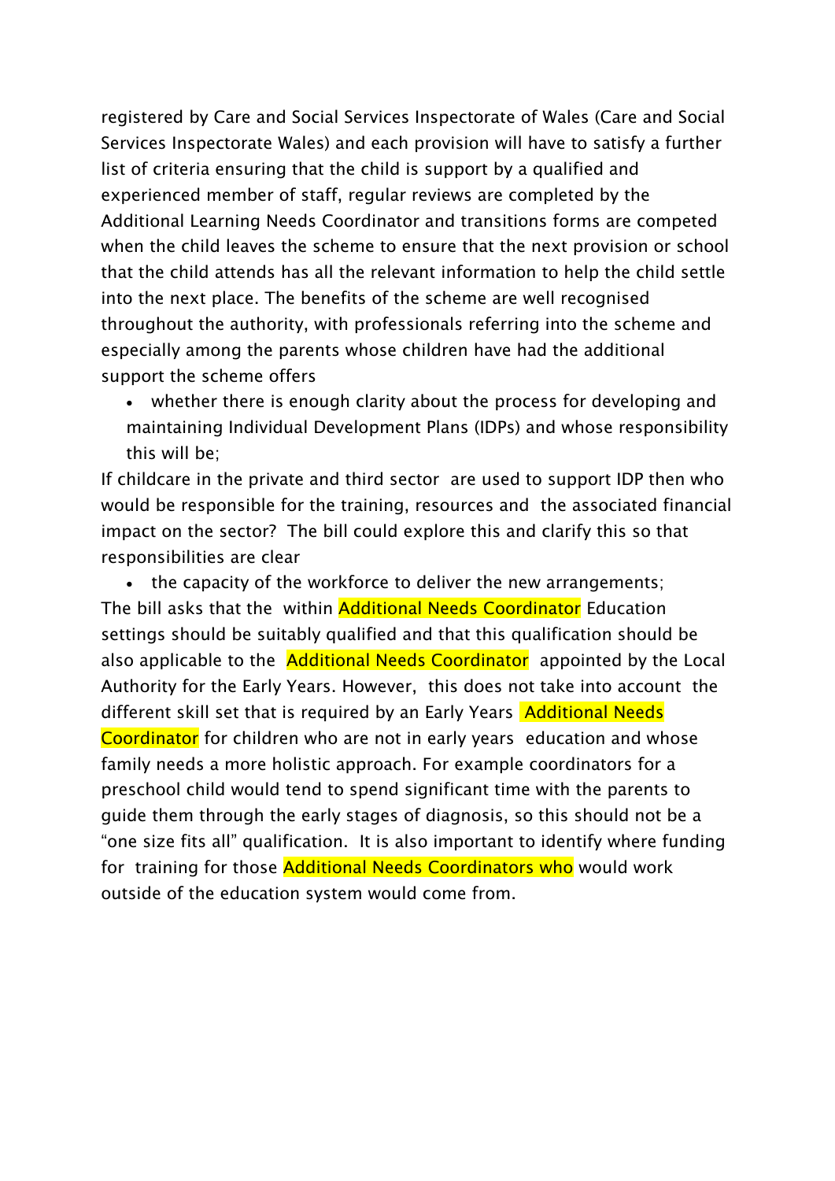registered by Care and Social Services Inspectorate of Wales (Care and Social Services Inspectorate Wales) and each provision will have to satisfy a further list of criteria ensuring that the child is support by a qualified and experienced member of staff, regular reviews are completed by the Additional Learning Needs Coordinator and transitions forms are competed when the child leaves the scheme to ensure that the next provision or school that the child attends has all the relevant information to help the child settle into the next place. The benefits of the scheme are well recognised throughout the authority, with professionals referring into the scheme and especially among the parents whose children have had the additional support the scheme offers

- whether there is enough clarity about the process for developing and maintaining Individual Development Plans (IDPs) and whose responsibility this will be;

If childcare in the private and third sector are used to support IDP then who would be responsible for the training, resources and the associated financial impact on the sector? The bill could explore this and clarify this so that responsibilities are clear

- the capacity of the workforce to deliver the new arrangements;

The bill asks that the within Additional Needs Coordinator Education settings should be suitably qualified and that this qualification should be also applicable to the Additional Needs Coordinator appointed by the Local Authority for the Early Years. However, this does not take into account the different skill set that is required by an Early Years Additional Needs Coordinator for children who are not in early years education and whose family needs a more holistic approach. For example coordinators for a preschool child would tend to spend significant time with the parents to guide them through the early stages of diagnosis, so this should not be a "one size fits all" qualification. It is also important to identify where funding for training for those Additional Needs Coordinators who would work outside of the education system would come from.